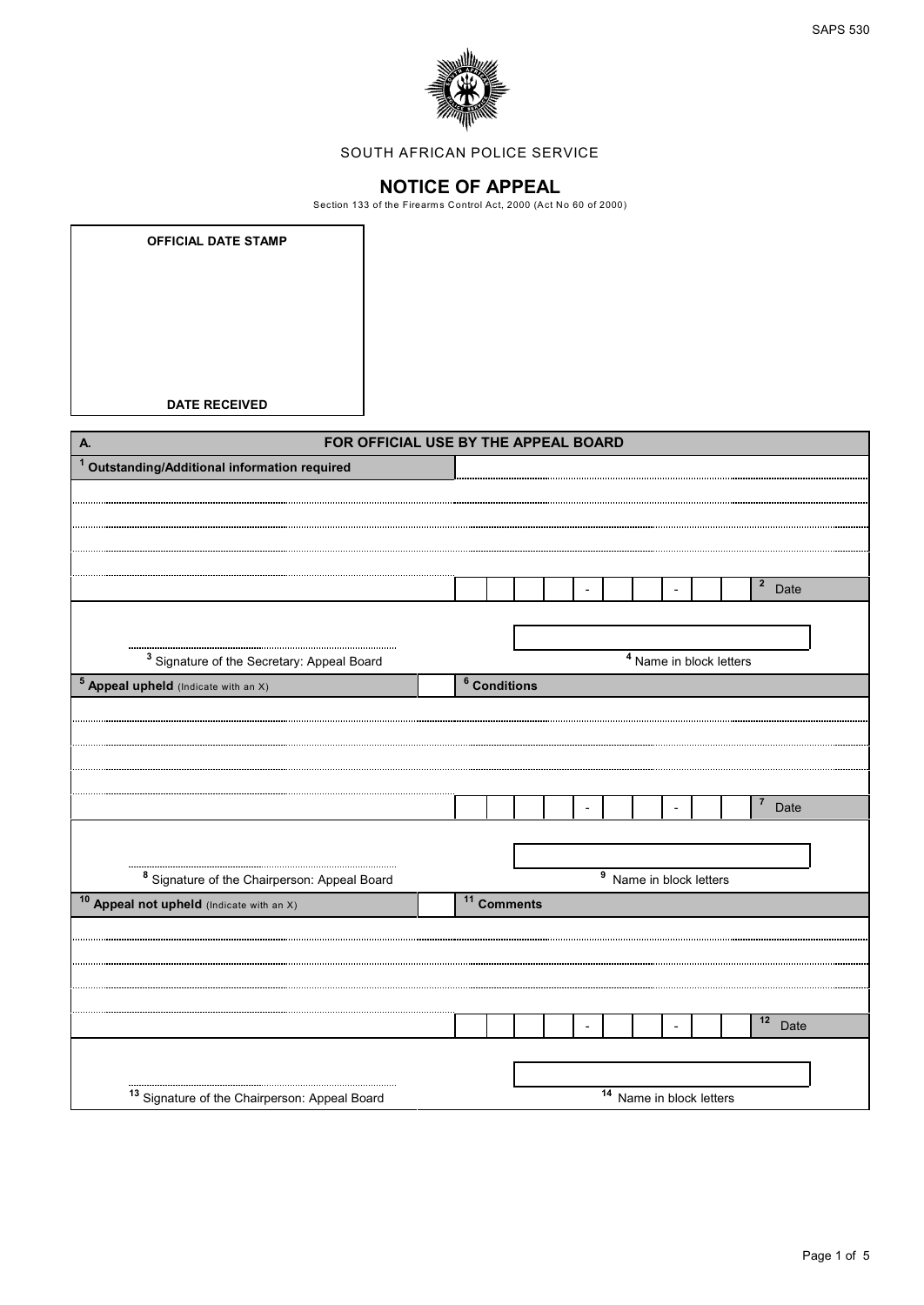SAPS 530

SOUTH AFRICAN POLICE SERVICE

# NOTICE OF APPEAL

Section 133 of the Firearms Control Act, 2000 (Act No 60 of 2000)

| OFFICIAL DATE STAMP |
|---|
| |
| DATE RECEIVED |

## A. FOR OFFICIAL USE BY THE APPEAL BOARD

[1] **Outstanding/Additional information required**

..........................................................................................

..........................................................................................

..........................................................................................

..........................................................................................

| | | | | - | | | - | | | [2] Date |
|---|---|---|---|---|---|---|---|---|---|---|

.............................................. [3] Signature of the Secretary: Appeal Board

[4] Name in block letters

[5] **Appeal upheld** (Indicate with an X) [ ]

[6] **Conditions**

..........................................................................................

..........................................................................................

..........................................................................................

..........................................................................................

| | | | | - | | | - | | | [7] Date |
|---|---|---|---|---|---|---|---|---|---|---|

.............................................. [8] Signature of the Chairperson: Appeal Board

[9] Name in block letters

[10] **Appeal not upheld** (Indicate with an X) [ ]

[11] **Comments**

..........................................................................................

..........................................................................................

..........................................................................................

..........................................................................................

| | | | | - | | | - | | | [12] Date |
|---|---|---|---|---|---|---|---|---|---|---|

.............................................. [13] Signature of the Chairperson: Appeal Board

[14] Name in block letters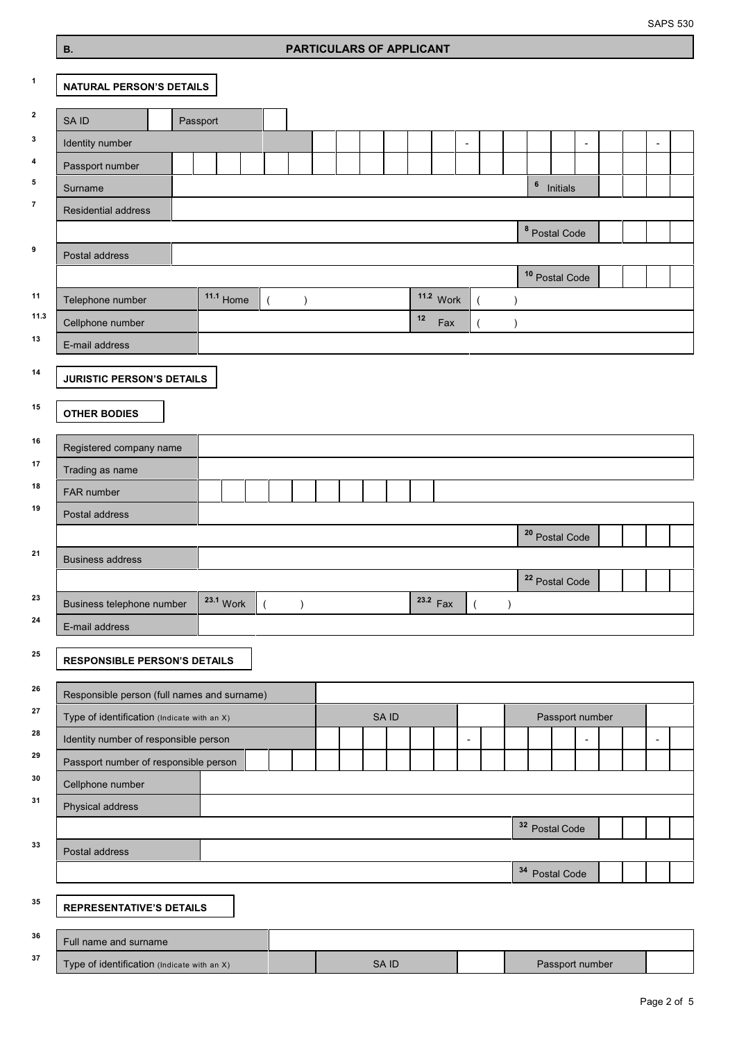## B. PARTICULARS OF APPLICANT

**1 NATURAL PERSON'S DETAILS**

| | | | |
|---|---|---|---|
| 2 | SA ID | | Passport |
| 3 | Identity number | - - - | |
| 4 | Passport number | | |
| 5 | Surname | | 6 Initials |
| 7 | Residential address | | |
| | | | 8 Postal Code |
| 9 | Postal address | | |
| | | | 10 Postal Code |
| 11 | Telephone number | 11.1 Home ( ) | 11.2 Work ( ) |
| 11.3 | Cellphone number | | 12 Fax ( ) |
| 13 | E-mail address | | |

**14 JURISTIC PERSON'S DETAILS**

**15 OTHER BODIES**

| | | | |
|---|---|---|---|
| 16 | Registered company name | | |
| 17 | Trading as name | | |
| 18 | FAR number | | |
| 19 | Postal address | | |
| | | | 20 Postal Code |
| 21 | Business address | | |
| | | | 22 Postal Code |
| 23 | Business telephone number | 23.1 Work ( ) | 23.2 Fax ( ) |
| 24 | E-mail address | | |

**25 RESPONSIBLE PERSON'S DETAILS**

| | | | | |
|---|---|---|---|---|
| 26 | Responsible person (full names and surname) | | | |
| 27 | Type of identification (Indicate with an X) | SA ID | | Passport number |
| 28 | Identity number of responsible person | - - - | | |
| 29 | Passport number of responsible person | | | |
| 30 | Cellphone number | | | |
| 31 | Physical address | | | |
| | | | | 32 Postal Code |
| 33 | Postal address | | | |
| | | | | 34 Postal Code |

**35 REPRESENTATIVE'S DETAILS**

| | | | | |
|---|---|---|---|---|
| 36 | Full name and surname | | | |
| 37 | Type of identification (Indicate with an X) | SA ID | | Passport number |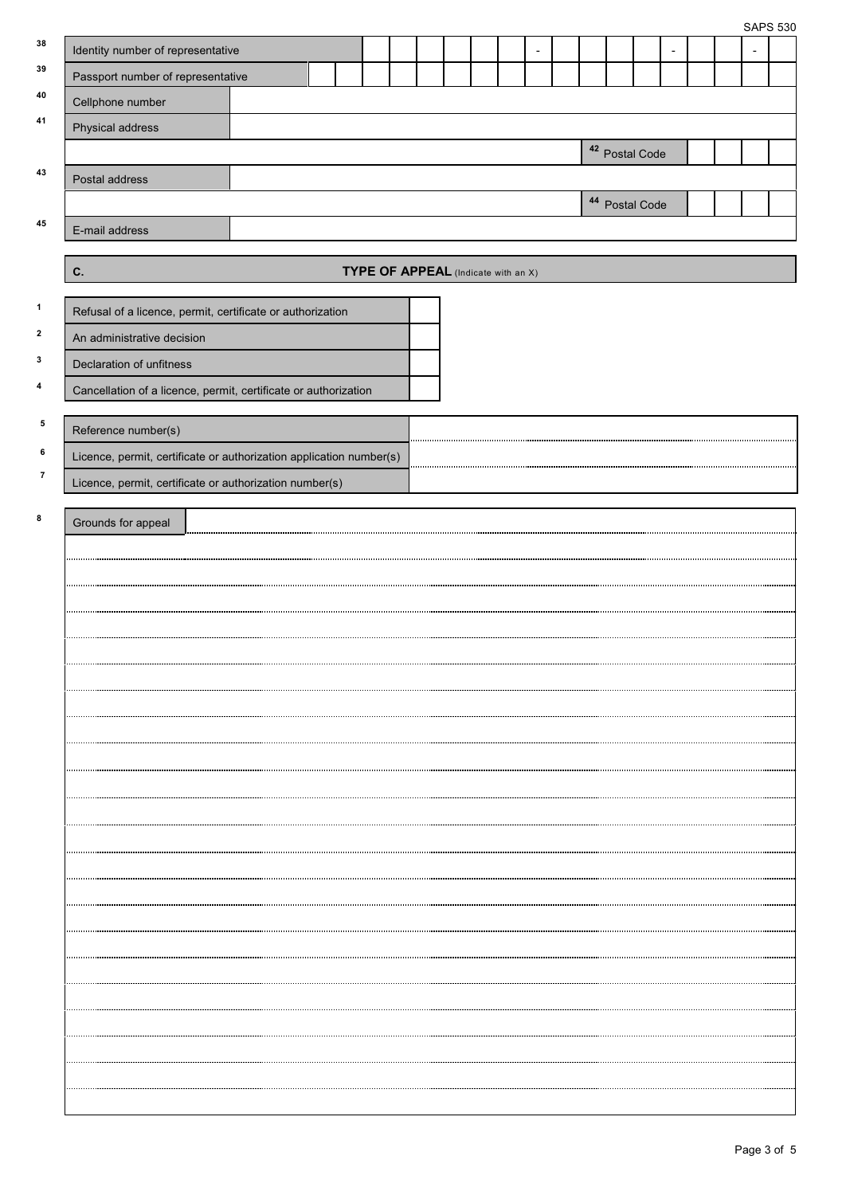| 38 | Identity number of representative | |
|---|---|---|
| 39 | Passport number of representative | |
| 40 | Cellphone number | |
| 41 | Physical address | |
| | | 42 Postal Code |
| 43 | Postal address | |
| | | 44 Postal Code |
| 45 | E-mail address | |

## C. TYPE OF APPEAL (Indicate with an X)

| | | |
|---|---|---|
| 1 | Refusal of a licence, permit, certificate or authorization | |
| 2 | An administrative decision | |
| 3 | Declaration of unfitness | |
| 4 | Cancellation of a licence, permit, certificate or authorization | |

| | | |
|---|---|---|
| 5 | Reference number(s) | |
| 6 | Licence, permit, certificate or authorization application number(s) | |
| 7 | Licence, permit, certificate or authorization number(s) | |

8 Grounds for appeal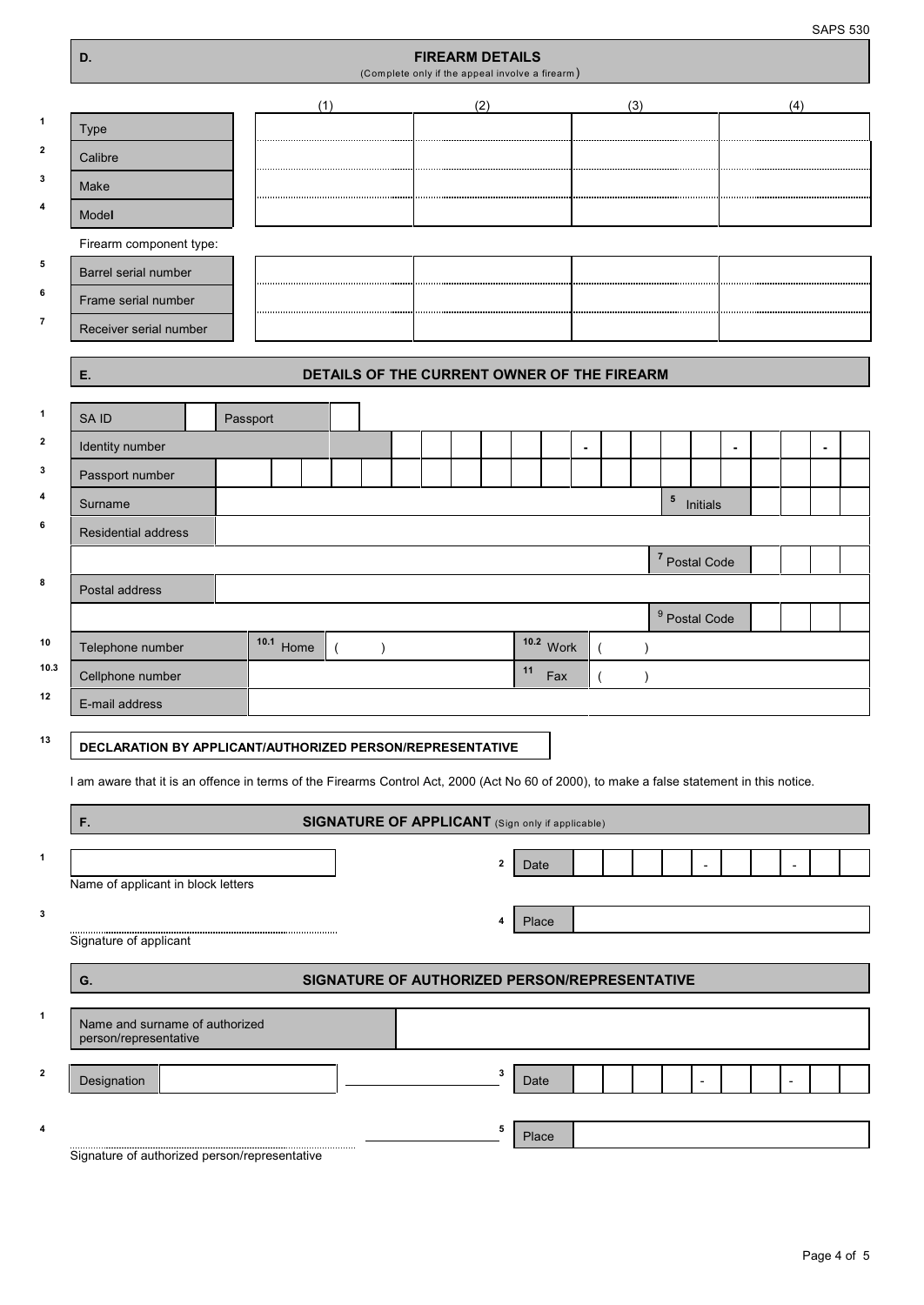SAPS 530

## D. FIREARM DETAILS

(Complete only if the appeal involve a firearm)

| | | (1) | (2) | (3) | (4) |
|---|---|---|---|---|---|
| 1 | Type | | | | |
| 2 | Calibre | | | | |
| 3 | Make | | | | |
| 4 | Model | | | | |

Firearm component type:

| | | (1) | (2) | (3) | (4) |
|---|---|---|---|---|---|
| 5 | Barrel serial number | | | | |
| 6 | Frame serial number | | | | |
| 7 | Receiver serial number | | | | |

## E. DETAILS OF THE CURRENT OWNER OF THE FIREARM

| | | |
|---|---|---|
| 1 | SA ID | Passport |
| 2 | Identity number | - - - |
| 3 | Passport number | |
| 4 | Surname | 5 Initials |
| 6 | Residential address | |
| | | 7 Postal Code |
| 8 | Postal address | |
| | | 9 Postal Code |
| 10 | Telephone number | 10.1 Home ( ) 10.2 Work ( ) |
| 10.3 | Cellphone number | 11 Fax ( ) |
| 12 | E-mail address | |

**13 DECLARATION BY APPLICANT/AUTHORIZED PERSON/REPRESENTATIVE**

I am aware that it is an offence in terms of the Firearms Control Act, 2000 (Act No 60 of 2000), to make a false statement in this notice.

## F. SIGNATURE OF APPLICANT (Sign only if applicable)

1 ______________________
Name of applicant in block letters

2 Date: ____ - __ - __

3 ......................................
Signature of applicant

4 Place: ______________________

## G. SIGNATURE OF AUTHORIZED PERSON/REPRESENTATIVE

1 Name and surname of authorized person/representative: ______________________

2 Designation: ______________________

3 Date: ____ - __ - __

4 ......................................
Signature of authorized person/representative

5 Place: ______________________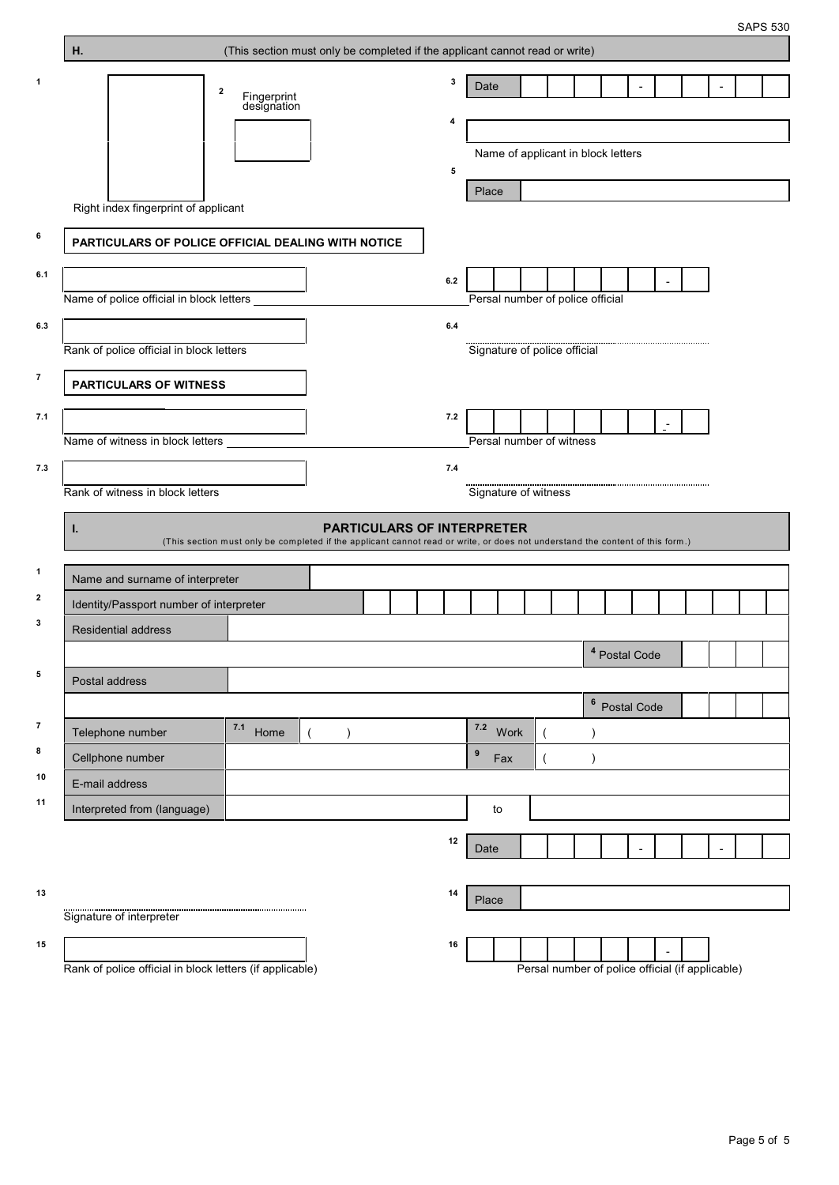SAPS 530

## H. (This section must only be completed if the applicant cannot read or write)

1 Right index fingerprint of applicant

2 Fingerprint designation

3 Date | | | | | - | | | - | | |

4 Name of applicant in block letters

5 Place

6 **PARTICULARS OF POLICE OFFICIAL DEALING WITH NOTICE**

6.1 Name of police official in block letters

6.2 Persal number of police official

6.3 Rank of police official in block letters

6.4 Signature of police official

7 **PARTICULARS OF WITNESS**

7.1 Name of witness in block letters

7.2 Persal number of witness

7.3 Rank of witness in block letters

7.4 Signature of witness

## I. PARTICULARS OF INTERPRETER

(This section must only be completed if the applicant cannot read or write, or does not understand the content of this form.)

| | | | | |
|---|---|---|---|---|
| 1 | Name and surname of interpreter | | | |
| 2 | Identity/Passport number of interpreter | | | |
| 3 | Residential address | | | |
| | | | 4 Postal Code | |
| 5 | Postal address | | | |
| | | | 6 Postal Code | |
| 7 | Telephone number | 7.1 Home ( ) | 7.2 Work ( ) | |
| 8 | Cellphone number | | 9 Fax ( ) | |
| 10 | E-mail address | | | |
| 11 | Interpreted from (language) | | to | |

12 Date | | | | | - | | | - | | |

13 Signature of interpreter

14 Place

15 Rank of police official in block letters (if applicable)

16 Persal number of police official (if applicable)